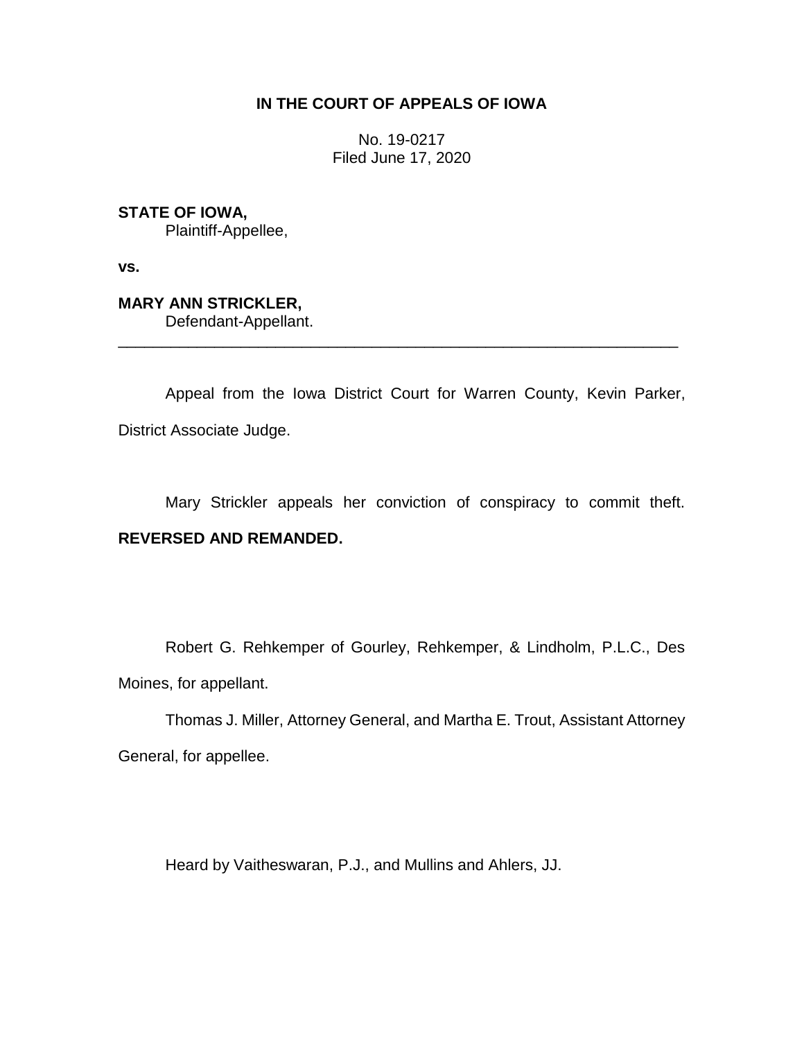**IN THE COURT OF APPEALS OF IOWA**

No. 19-0217
Filed June 17, 2020

**STATE OF IOWA,**
Plaintiff-Appellee,

**vs.**

**MARY ANN STRICKLER,**
Defendant-Appellant.

---

Appeal from the Iowa District Court for Warren County, Kevin Parker, District Associate Judge.

Mary Strickler appeals her conviction of conspiracy to commit theft. **REVERSED AND REMANDED.**

Robert G. Rehkemper of Gourley, Rehkemper, & Lindholm, P.L.C., Des Moines, for appellant.

Thomas J. Miller, Attorney General, and Martha E. Trout, Assistant Attorney General, for appellee.

Heard by Vaitheswaran, P.J., and Mullins and Ahlers, JJ.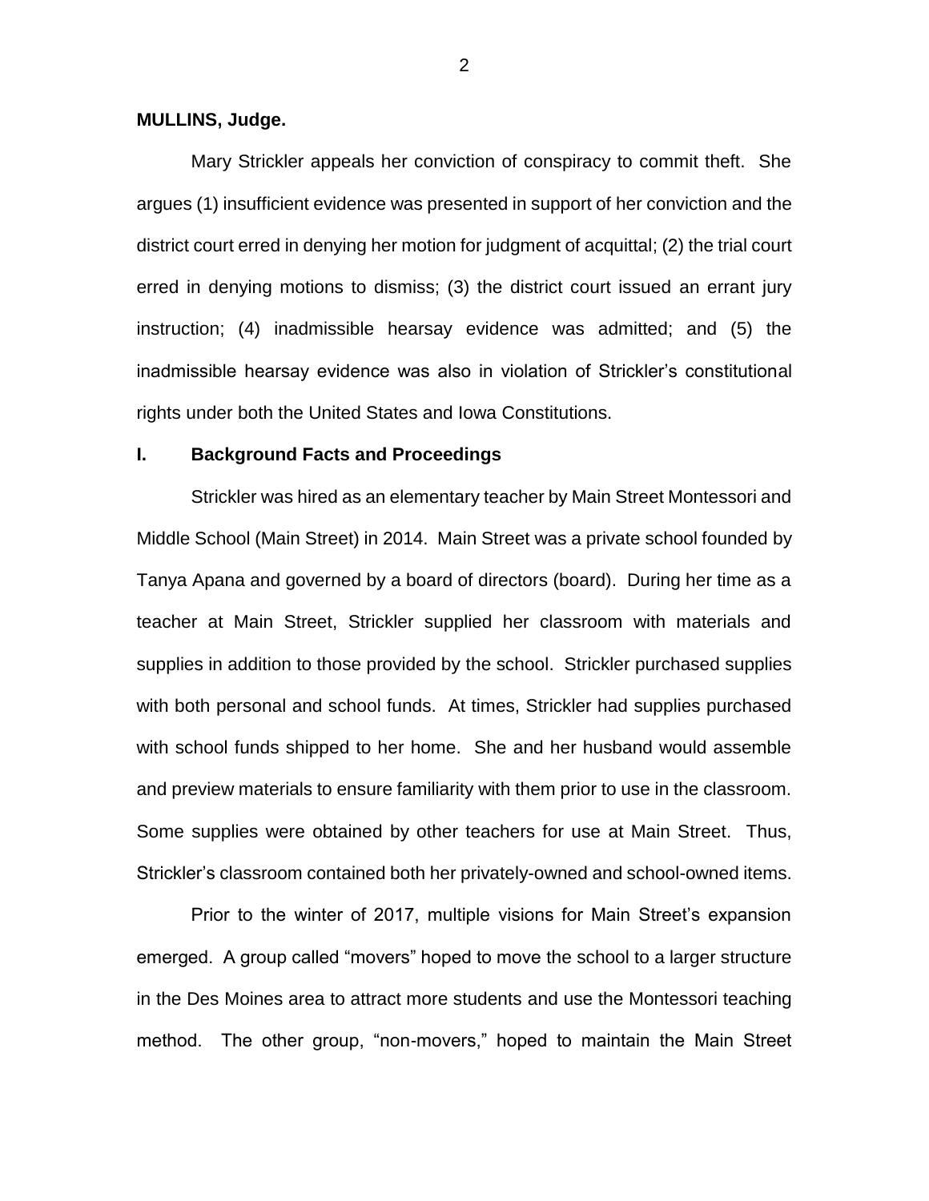**MULLINS, Judge.**

Mary Strickler appeals her conviction of conspiracy to commit theft. She argues (1) insufficient evidence was presented in support of her conviction and the district court erred in denying her motion for judgment of acquittal; (2) the trial court erred in denying motions to dismiss; (3) the district court issued an errant jury instruction; (4) inadmissible hearsay evidence was admitted; and (5) the inadmissible hearsay evidence was also in violation of Strickler's constitutional rights under both the United States and Iowa Constitutions.

## I. Background Facts and Proceedings

Strickler was hired as an elementary teacher by Main Street Montessori and Middle School (Main Street) in 2014. Main Street was a private school founded by Tanya Apana and governed by a board of directors (board). During her time as a teacher at Main Street, Strickler supplied her classroom with materials and supplies in addition to those provided by the school. Strickler purchased supplies with both personal and school funds. At times, Strickler had supplies purchased with school funds shipped to her home. She and her husband would assemble and preview materials to ensure familiarity with them prior to use in the classroom. Some supplies were obtained by other teachers for use at Main Street. Thus, Strickler's classroom contained both her privately-owned and school-owned items.

Prior to the winter of 2017, multiple visions for Main Street's expansion emerged. A group called "movers" hoped to move the school to a larger structure in the Des Moines area to attract more students and use the Montessori teaching method. The other group, "non-movers," hoped to maintain the Main Street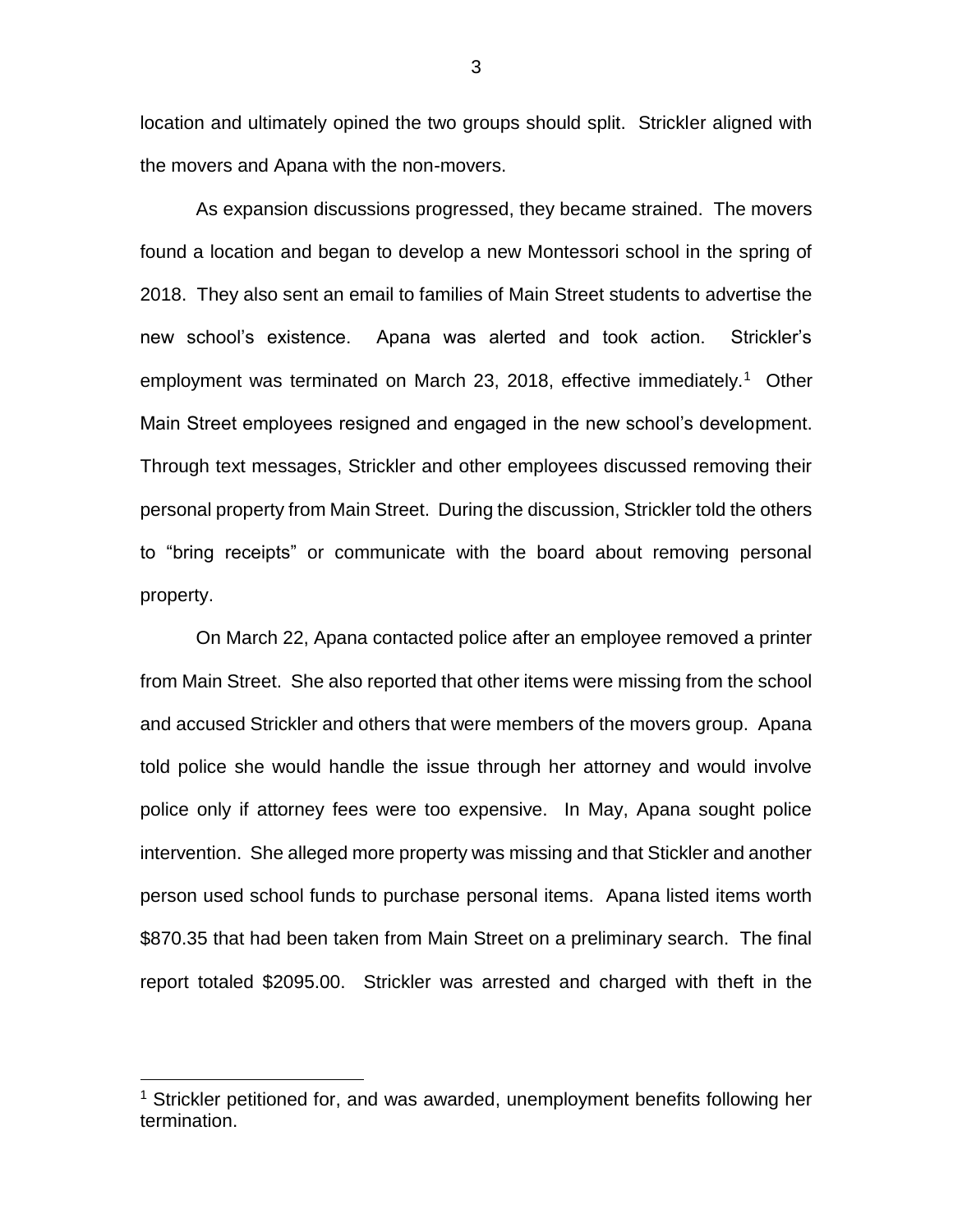location and ultimately opined the two groups should split. Strickler aligned with the movers and Apana with the non-movers.

As expansion discussions progressed, they became strained. The movers found a location and began to develop a new Montessori school in the spring of 2018. They also sent an email to families of Main Street students to advertise the new school's existence. Apana was alerted and took action. Strickler's employment was terminated on March 23, 2018, effective immediately.[1] Other Main Street employees resigned and engaged in the new school's development. Through text messages, Strickler and other employees discussed removing their personal property from Main Street. During the discussion, Strickler told the others to "bring receipts" or communicate with the board about removing personal property.

On March 22, Apana contacted police after an employee removed a printer from Main Street. She also reported that other items were missing from the school and accused Strickler and others that were members of the movers group. Apana told police she would handle the issue through her attorney and would involve police only if attorney fees were too expensive. In May, Apana sought police intervention. She alleged more property was missing and that Stickler and another person used school funds to purchase personal items. Apana listed items worth \$870.35 that had been taken from Main Street on a preliminary search. The final report totaled \$2095.00. Strickler was arrested and charged with theft in the

[1] Strickler petitioned for, and was awarded, unemployment benefits following her termination.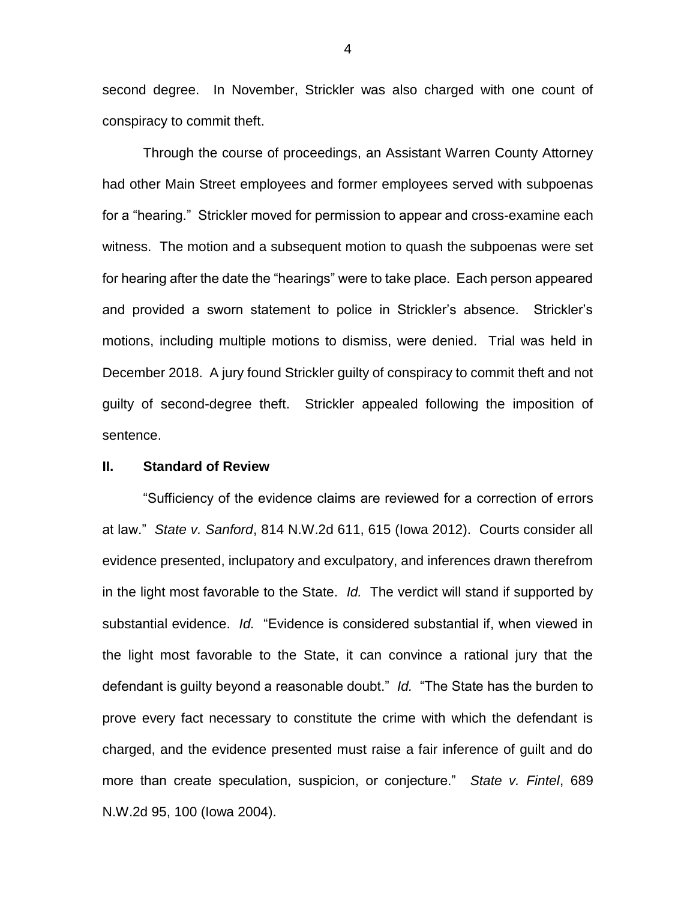second degree. In November, Strickler was also charged with one count of conspiracy to commit theft.

Through the course of proceedings, an Assistant Warren County Attorney had other Main Street employees and former employees served with subpoenas for a "hearing." Strickler moved for permission to appear and cross-examine each witness. The motion and a subsequent motion to quash the subpoenas were set for hearing after the date the "hearings" were to take place. Each person appeared and provided a sworn statement to police in Strickler's absence. Strickler's motions, including multiple motions to dismiss, were denied. Trial was held in December 2018. A jury found Strickler guilty of conspiracy to commit theft and not guilty of second-degree theft. Strickler appealed following the imposition of sentence.

## II. Standard of Review

"Sufficiency of the evidence claims are reviewed for a correction of errors at law." *State v. Sanford*, 814 N.W.2d 611, 615 (Iowa 2012). Courts consider all evidence presented, inclupatory and exculpatory, and inferences drawn therefrom in the light most favorable to the State. *Id.* The verdict will stand if supported by substantial evidence. *Id.* "Evidence is considered substantial if, when viewed in the light most favorable to the State, it can convince a rational jury that the defendant is guilty beyond a reasonable doubt." *Id.* "The State has the burden to prove every fact necessary to constitute the crime with which the defendant is charged, and the evidence presented must raise a fair inference of guilt and do more than create speculation, suspicion, or conjecture." *State v. Fintel*, 689 N.W.2d 95, 100 (Iowa 2004).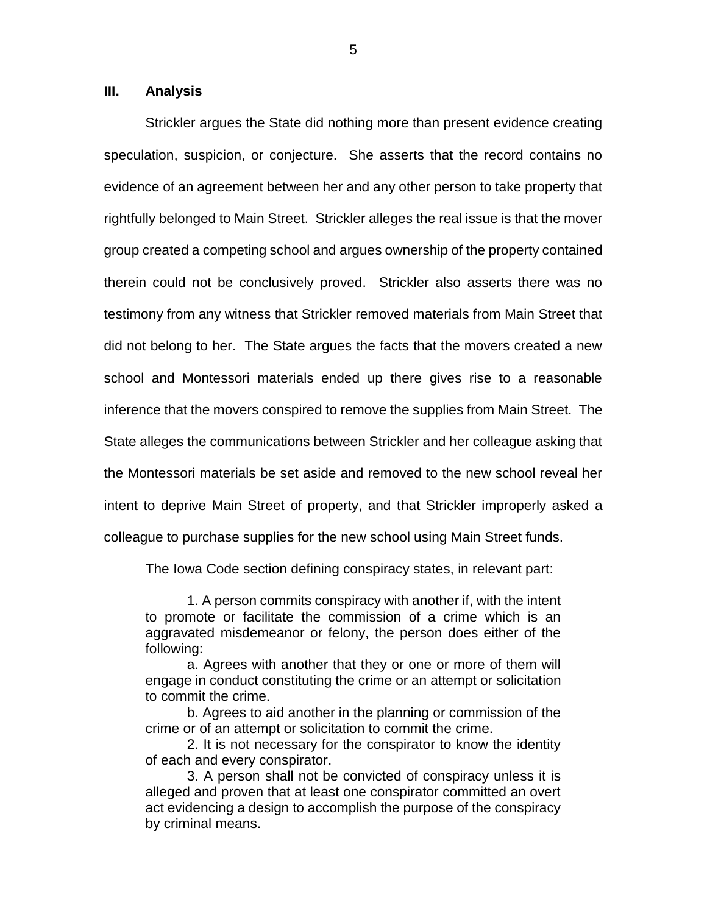### III. Analysis

Strickler argues the State did nothing more than present evidence creating speculation, suspicion, or conjecture. She asserts that the record contains no evidence of an agreement between her and any other person to take property that rightfully belonged to Main Street. Strickler alleges the real issue is that the mover group created a competing school and argues ownership of the property contained therein could not be conclusively proved. Strickler also asserts there was no testimony from any witness that Strickler removed materials from Main Street that did not belong to her. The State argues the facts that the movers created a new school and Montessori materials ended up there gives rise to a reasonable inference that the movers conspired to remove the supplies from Main Street. The State alleges the communications between Strickler and her colleague asking that the Montessori materials be set aside and removed to the new school reveal her intent to deprive Main Street of property, and that Strickler improperly asked a colleague to purchase supplies for the new school using Main Street funds.

The Iowa Code section defining conspiracy states, in relevant part:

> 1. A person commits conspiracy with another if, with the intent to promote or facilitate the commission of a crime which is an aggravated misdemeanor or felony, the person does either of the following:
>
> a. Agrees with another that they or one or more of them will engage in conduct constituting the crime or an attempt or solicitation to commit the crime.
>
> b. Agrees to aid another in the planning or commission of the crime or of an attempt or solicitation to commit the crime.
>
> 2. It is not necessary for the conspirator to know the identity of each and every conspirator.
>
> 3. A person shall not be convicted of conspiracy unless it is alleged and proven that at least one conspirator committed an overt act evidencing a design to accomplish the purpose of the conspiracy by criminal means.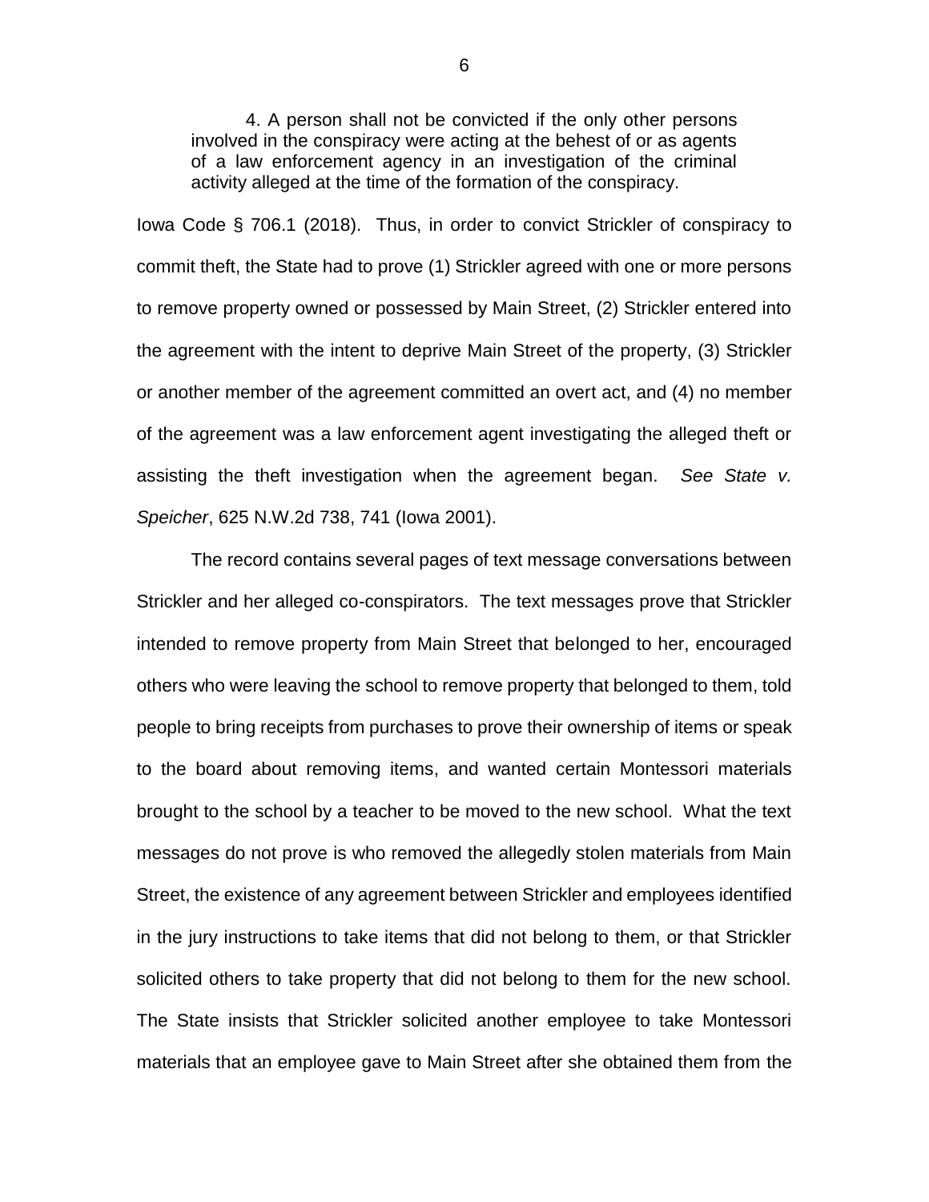> 4. A person shall not be convicted if the only other persons involved in the conspiracy were acting at the behest of or as agents of a law enforcement agency in an investigation of the criminal activity alleged at the time of the formation of the conspiracy.

Iowa Code § 706.1 (2018). Thus, in order to convict Strickler of conspiracy to commit theft, the State had to prove (1) Strickler agreed with one or more persons to remove property owned or possessed by Main Street, (2) Strickler entered into the agreement with the intent to deprive Main Street of the property, (3) Strickler or another member of the agreement committed an overt act, and (4) no member of the agreement was a law enforcement agent investigating the alleged theft or assisting the theft investigation when the agreement began. *See State v. Speicher*, 625 N.W.2d 738, 741 (Iowa 2001).

The record contains several pages of text message conversations between Strickler and her alleged co-conspirators. The text messages prove that Strickler intended to remove property from Main Street that belonged to her, encouraged others who were leaving the school to remove property that belonged to them, told people to bring receipts from purchases to prove their ownership of items or speak to the board about removing items, and wanted certain Montessori materials brought to the school by a teacher to be moved to the new school. What the text messages do not prove is who removed the allegedly stolen materials from Main Street, the existence of any agreement between Strickler and employees identified in the jury instructions to take items that did not belong to them, or that Strickler solicited others to take property that did not belong to them for the new school. The State insists that Strickler solicited another employee to take Montessori materials that an employee gave to Main Street after she obtained them from the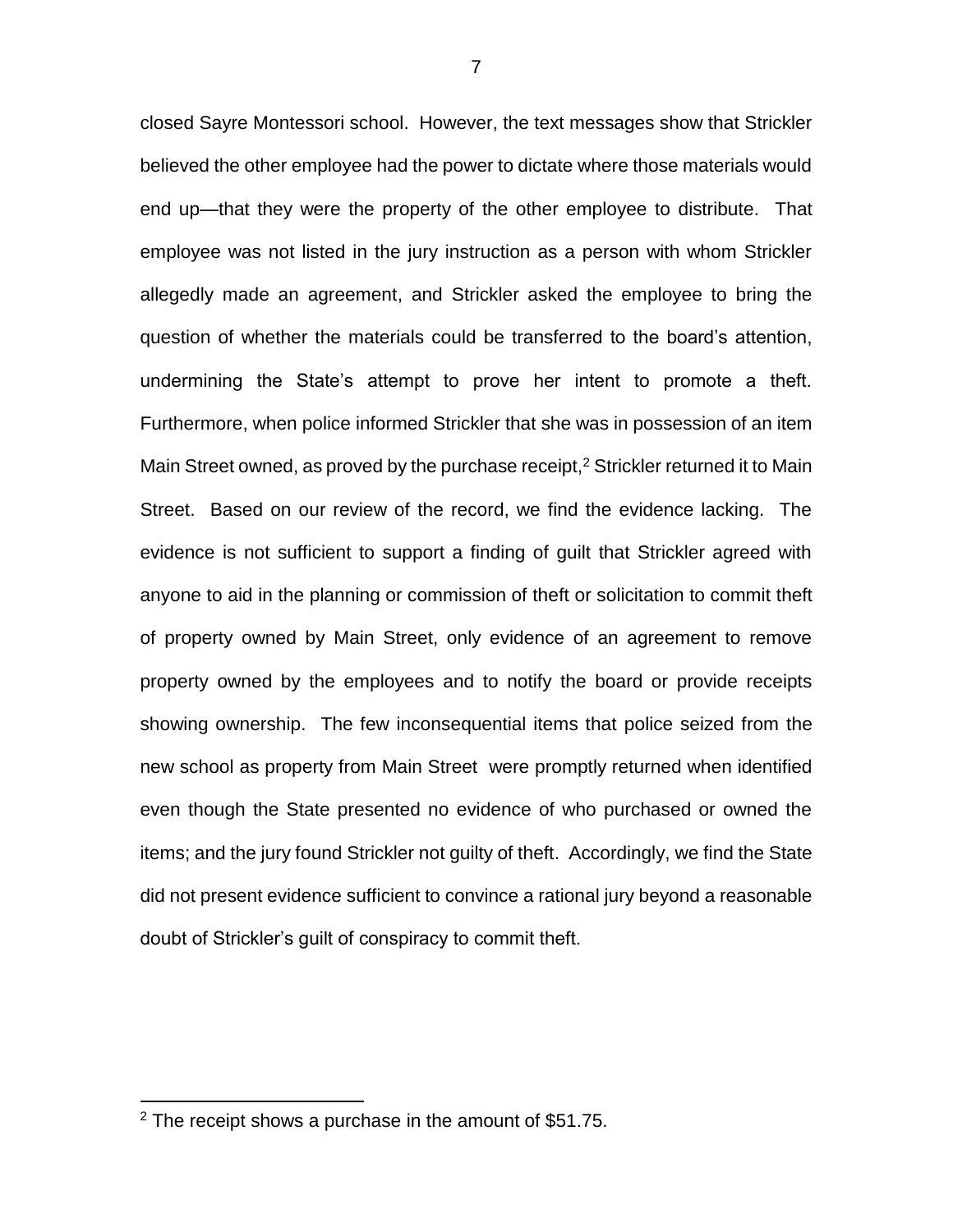closed Sayre Montessori school. However, the text messages show that Strickler believed the other employee had the power to dictate where those materials would end up—that they were the property of the other employee to distribute. That employee was not listed in the jury instruction as a person with whom Strickler allegedly made an agreement, and Strickler asked the employee to bring the question of whether the materials could be transferred to the board's attention, undermining the State's attempt to prove her intent to promote a theft. Furthermore, when police informed Strickler that she was in possession of an item Main Street owned, as proved by the purchase receipt,[2] Strickler returned it to Main Street. Based on our review of the record, we find the evidence lacking. The evidence is not sufficient to support a finding of guilt that Strickler agreed with anyone to aid in the planning or commission of theft or solicitation to commit theft of property owned by Main Street, only evidence of an agreement to remove property owned by the employees and to notify the board or provide receipts showing ownership. The few inconsequential items that police seized from the new school as property from Main Street were promptly returned when identified even though the State presented no evidence of who purchased or owned the items; and the jury found Strickler not guilty of theft. Accordingly, we find the State did not present evidence sufficient to convince a rational jury beyond a reasonable doubt of Strickler's guilt of conspiracy to commit theft.

[2] The receipt shows a purchase in the amount of $51.75.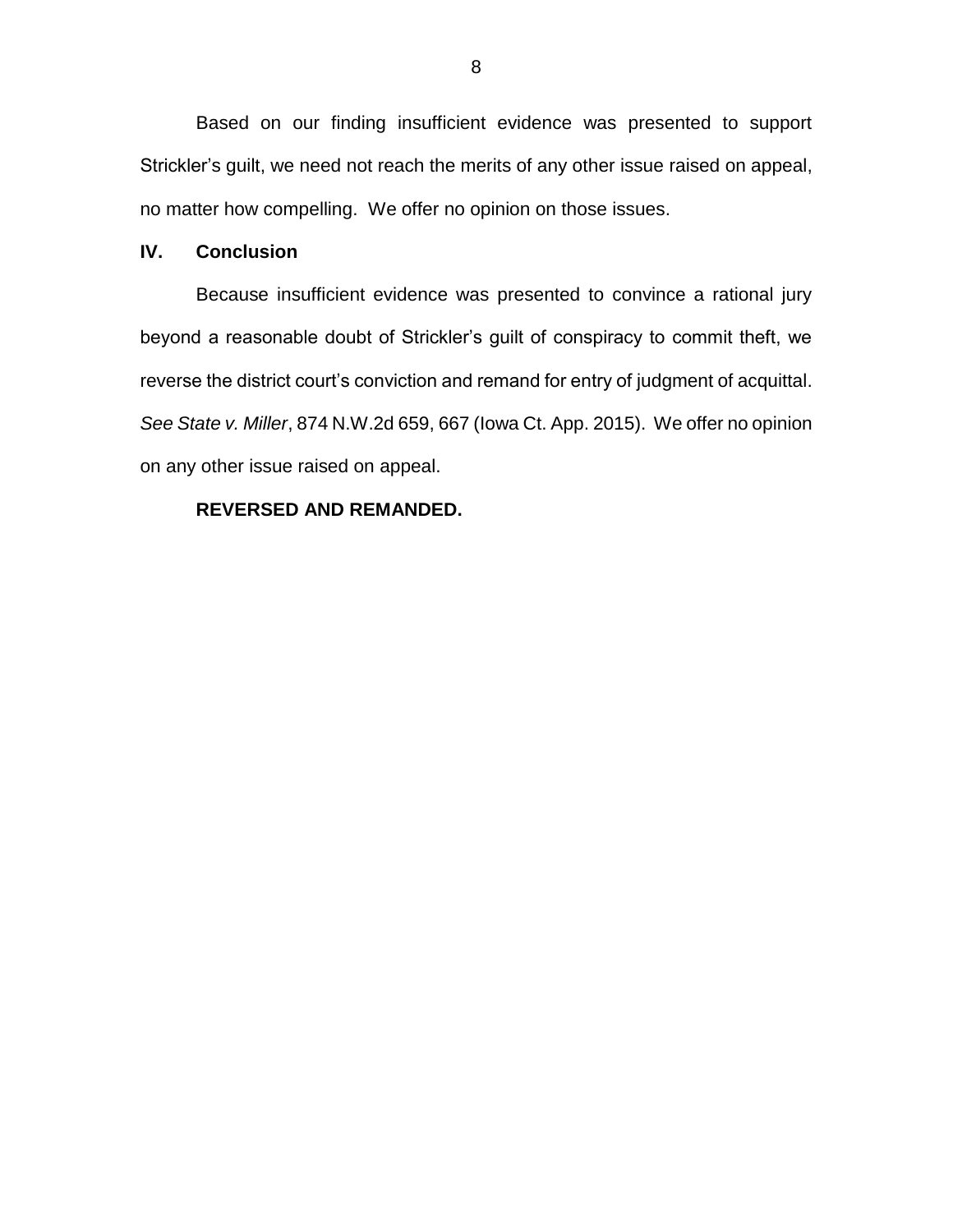Based on our finding insufficient evidence was presented to support Strickler's guilt, we need not reach the merits of any other issue raised on appeal, no matter how compelling. We offer no opinion on those issues.

## IV. Conclusion

Because insufficient evidence was presented to convince a rational jury beyond a reasonable doubt of Strickler's guilt of conspiracy to commit theft, we reverse the district court's conviction and remand for entry of judgment of acquittal. *See State v. Miller*, 874 N.W.2d 659, 667 (Iowa Ct. App. 2015). We offer no opinion on any other issue raised on appeal.

**REVERSED AND REMANDED.**